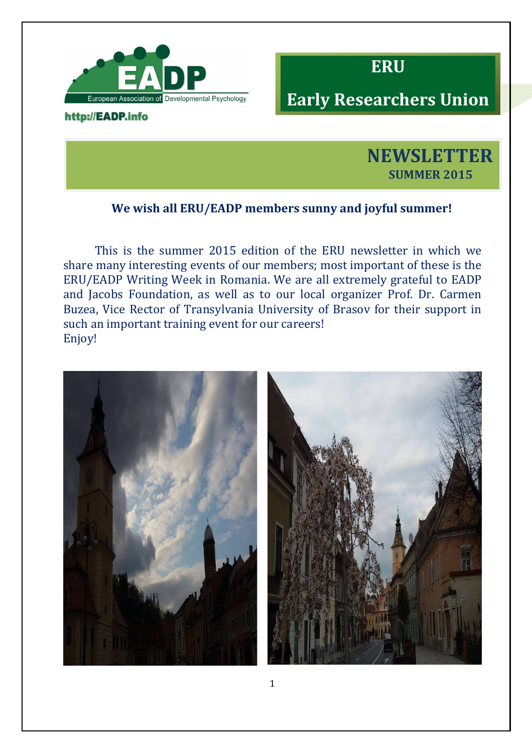http://EADP.info

# ERU

# Early Researchers Union

## NEWSLETTER

**SUMMER 2015**

**We wish all ERU/EADP members sunny and joyful summer!**

This is the summer 2015 edition of the ERU newsletter in which we share many interesting events of our members; most important of these is the ERU/EADP Writing Week in Romania. We are all extremely grateful to EADP and Jacobs Foundation, as well as to our local organizer Prof. Dr. Carmen Buzea, Vice Rector of Transylvania University of Brasov for their support in such an important training event for our careers!
Enjoy!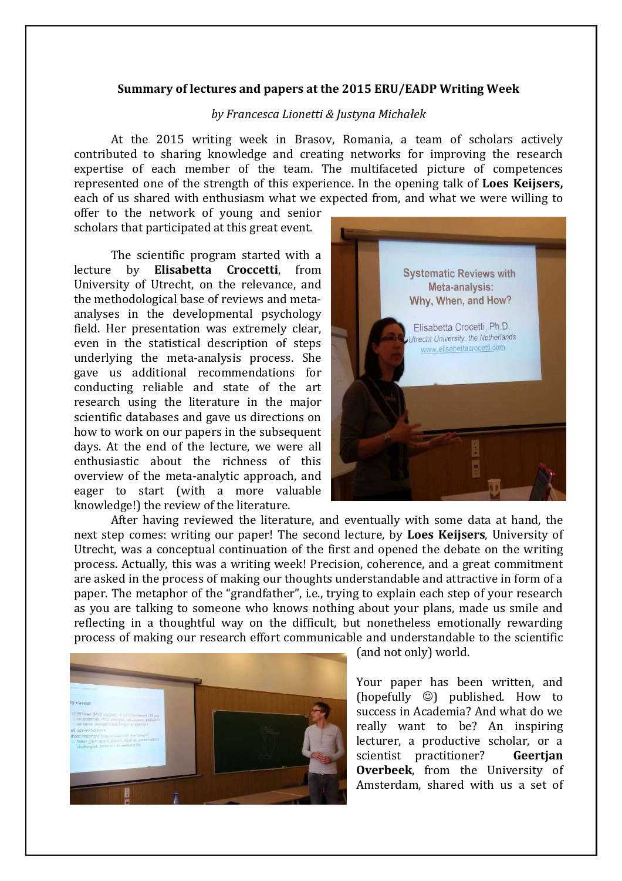**Summary of lectures and papers at the 2015 ERU/EADP Writing Week**

*by Francesca Lionetti & Justyna Michałek*

At the 2015 writing week in Brasov, Romania, a team of scholars actively contributed to sharing knowledge and creating networks for improving the research expertise of each member of the team. The multifaceted picture of competences represented one of the strength of this experience. In the opening talk of **Loes Keijsers,** each of us shared with enthusiasm what we expected from, and what we were willing to offer to the network of young and senior scholars that participated at this great event.

The scientific program started with a lecture by **Elisabetta Croccetti**, from University of Utrecht, on the relevance, and the methodological base of reviews and meta-analyses in the developmental psychology field. Her presentation was extremely clear, even in the statistical description of steps underlying the meta-analysis process. She gave us additional recommendations for conducting reliable and state of the art research using the literature in the major scientific databases and gave us directions on how to work on our papers in the subsequent days. At the end of the lecture, we were all enthusiastic about the richness of this overview of the meta-analytic approach, and eager to start (with a more valuable knowledge!) the review of the literature.

After having reviewed the literature, and eventually with some data at hand, the next step comes: writing our paper! The second lecture, by **Loes Keijsers**, University of Utrecht, was a conceptual continuation of the first and opened the debate on the writing process. Actually, this was a writing week! Precision, coherence, and a great commitment are asked in the process of making our thoughts understandable and attractive in form of a paper. The metaphor of the "grandfather", i.e., trying to explain each step of your research as you are talking to someone who knows nothing about your plans, made us smile and reflecting in a thoughtful way on the difficult, but nonetheless emotionally rewarding process of making our research effort communicable and understandable to the scientific (and not only) world.

Your paper has been written, and (hopefully ☺) published. How to success in Academia? And what do we really want to be? An inspiring lecturer, a productive scholar, or a scientist practitioner? **Geertjan Overbeek**, from the University of Amsterdam, shared with us a set of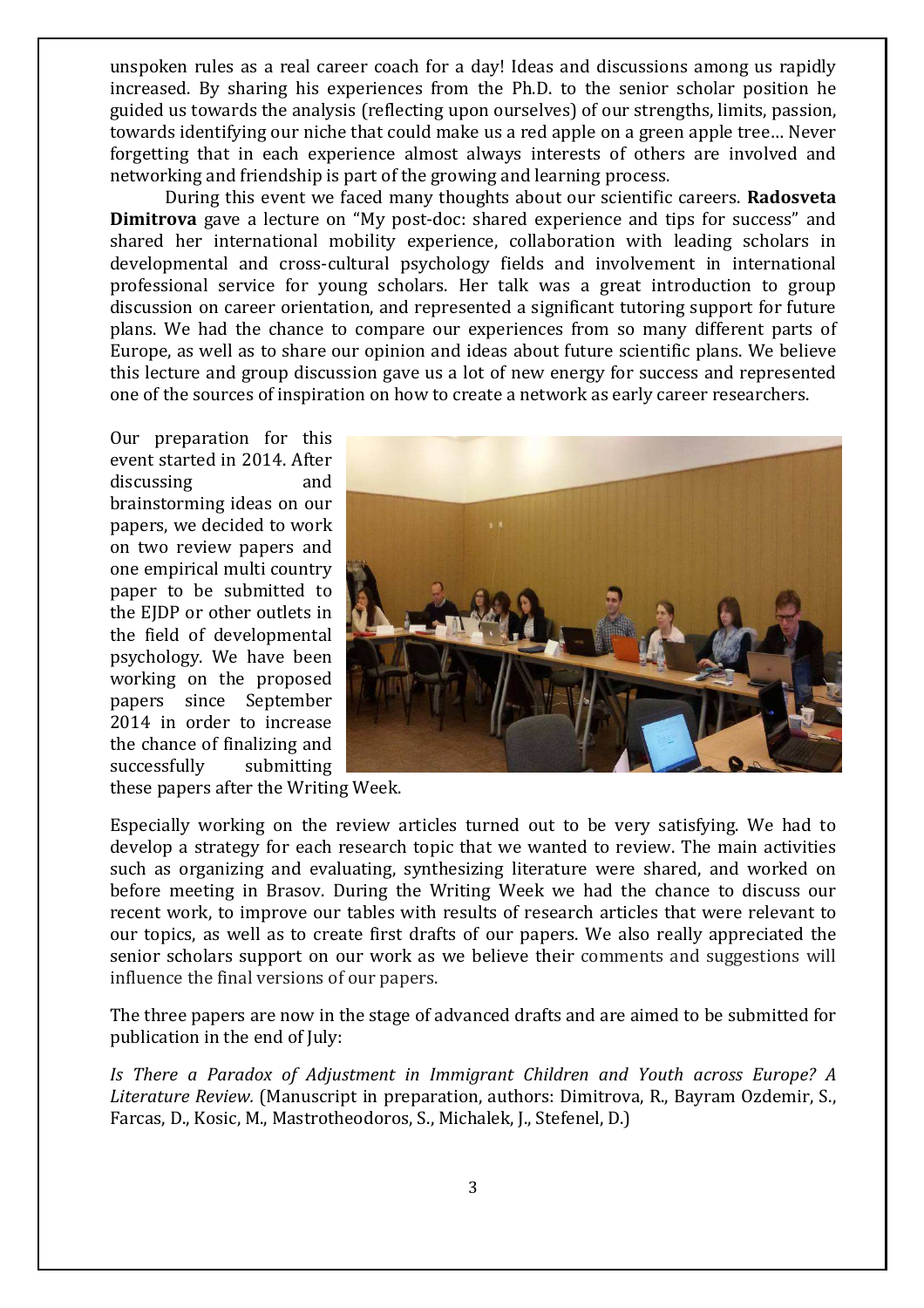unspoken rules as a real career coach for a day! Ideas and discussions among us rapidly increased. By sharing his experiences from the Ph.D. to the senior scholar position he guided us towards the analysis (reflecting upon ourselves) of our strengths, limits, passion, towards identifying our niche that could make us a red apple on a green apple tree… Never forgetting that in each experience almost always interests of others are involved and networking and friendship is part of the growing and learning process.

During this event we faced many thoughts about our scientific careers. **Radosveta Dimitrova** gave a lecture on "My post-doc: shared experience and tips for success" and shared her international mobility experience, collaboration with leading scholars in developmental and cross-cultural psychology fields and involvement in international professional service for young scholars. Her talk was a great introduction to group discussion on career orientation, and represented a significant tutoring support for future plans. We had the chance to compare our experiences from so many different parts of Europe, as well as to share our opinion and ideas about future scientific plans. We believe this lecture and group discussion gave us a lot of new energy for success and represented one of the sources of inspiration on how to create a network as early career researchers.

Our preparation for this event started in 2014. After discussing and brainstorming ideas on our papers, we decided to work on two review papers and one empirical multi country paper to be submitted to the EJDP or other outlets in the field of developmental psychology. We have been working on the proposed papers since September 2014 in order to increase the chance of finalizing and successfully submitting these papers after the Writing Week.

Especially working on the review articles turned out to be very satisfying. We had to develop a strategy for each research topic that we wanted to review. The main activities such as organizing and evaluating, synthesizing literature were shared, and worked on before meeting in Brasov. During the Writing Week we had the chance to discuss our recent work, to improve our tables with results of research articles that were relevant to our topics, as well as to create first drafts of our papers. We also really appreciated the senior scholars support on our work as we believe their comments and suggestions will influence the final versions of our papers.

The three papers are now in the stage of advanced drafts and are aimed to be submitted for publication in the end of July:

*Is There a Paradox of Adjustment in Immigrant Children and Youth across Europe? A Literature Review.* (Manuscript in preparation, authors: Dimitrova, R., Bayram Ozdemir, S., Farcas, D., Kosic, M., Mastrotheodoros, S., Michalek, J., Stefenel, D.)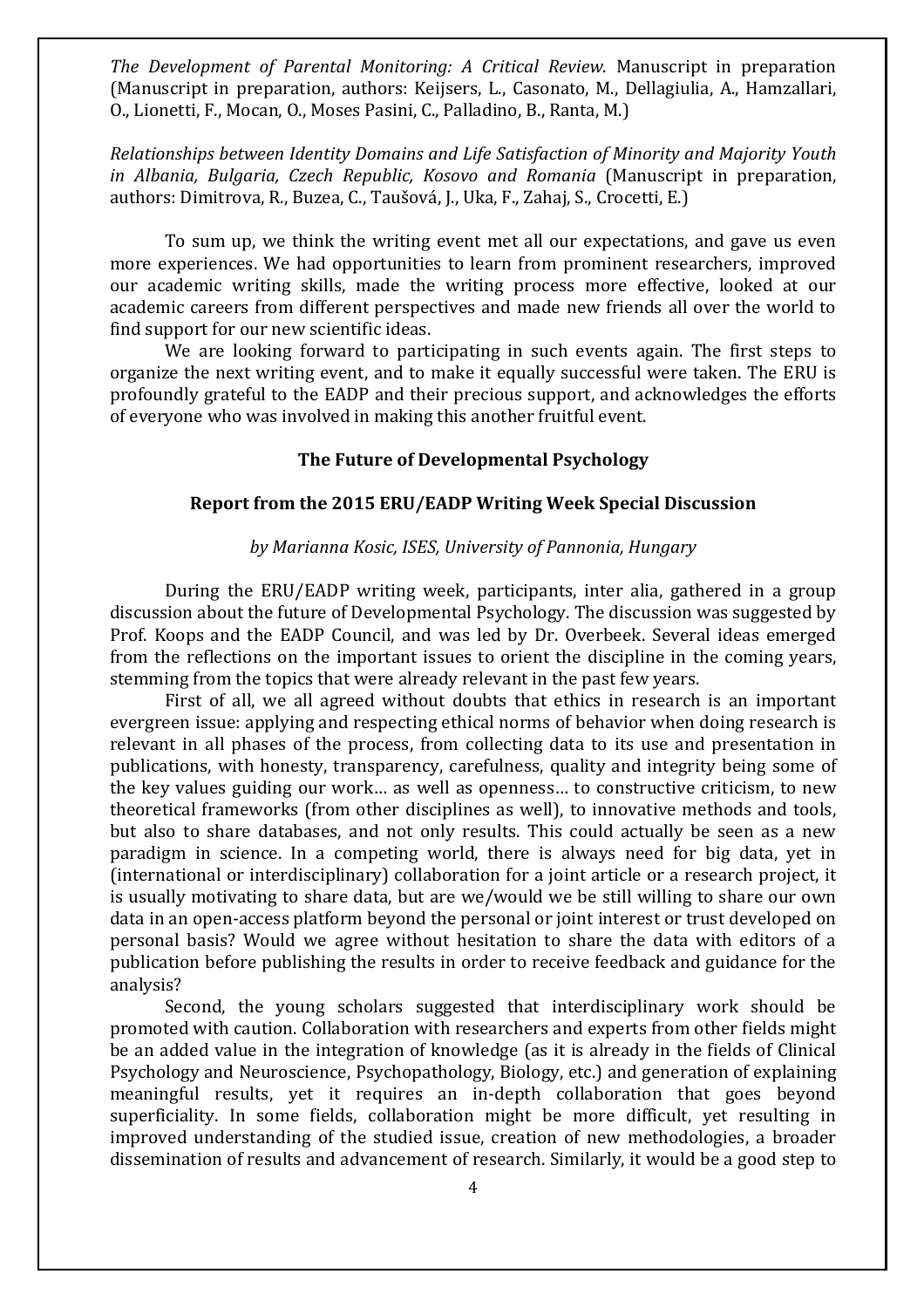*The Development of Parental Monitoring: A Critical Review*. Manuscript in preparation (Manuscript in preparation, authors: Keijsers, L., Casonato, M., Dellagiulia, A., Hamzallari, O., Lionetti, F., Mocan, O., Moses Pasini, C., Palladino, B., Ranta, M.)

*Relationships between Identity Domains and Life Satisfaction of Minority and Majority Youth in Albania, Bulgaria, Czech Republic, Kosovo and Romania* (Manuscript in preparation, authors: Dimitrova, R., Buzea, C., Taušová, J., Uka, F., Zahaj, S., Crocetti, E.)

To sum up, we think the writing event met all our expectations, and gave us even more experiences. We had opportunities to learn from prominent researchers, improved our academic writing skills, made the writing process more effective, looked at our academic careers from different perspectives and made new friends all over the world to find support for our new scientific ideas.

We are looking forward to participating in such events again. The first steps to organize the next writing event, and to make it equally successful were taken. The ERU is profoundly grateful to the EADP and their precious support, and acknowledges the efforts of everyone who was involved in making this another fruitful event.

## The Future of Developmental Psychology

### Report from the 2015 ERU/EADP Writing Week Special Discussion

*by Marianna Kosic, ISES, University of Pannonia, Hungary*

During the ERU/EADP writing week, participants, inter alia, gathered in a group discussion about the future of Developmental Psychology. The discussion was suggested by Prof. Koops and the EADP Council, and was led by Dr. Overbeek. Several ideas emerged from the reflections on the important issues to orient the discipline in the coming years, stemming from the topics that were already relevant in the past few years.

First of all, we all agreed without doubts that ethics in research is an important evergreen issue: applying and respecting ethical norms of behavior when doing research is relevant in all phases of the process, from collecting data to its use and presentation in publications, with honesty, transparency, carefulness, quality and integrity being some of the key values guiding our work… as well as openness… to constructive criticism, to new theoretical frameworks (from other disciplines as well), to innovative methods and tools, but also to share databases, and not only results. This could actually be seen as a new paradigm in science. In a competing world, there is always need for big data, yet in (international or interdisciplinary) collaboration for a joint article or a research project, it is usually motivating to share data, but are we/would we be still willing to share our own data in an open-access platform beyond the personal or joint interest or trust developed on personal basis? Would we agree without hesitation to share the data with editors of a publication before publishing the results in order to receive feedback and guidance for the analysis?

Second, the young scholars suggested that interdisciplinary work should be promoted with caution. Collaboration with researchers and experts from other fields might be an added value in the integration of knowledge (as it is already in the fields of Clinical Psychology and Neuroscience, Psychopathology, Biology, etc.) and generation of explaining meaningful results, yet it requires an in-depth collaboration that goes beyond superficiality. In some fields, collaboration might be more difficult, yet resulting in improved understanding of the studied issue, creation of new methodologies, a broader dissemination of results and advancement of research. Similarly, it would be a good step to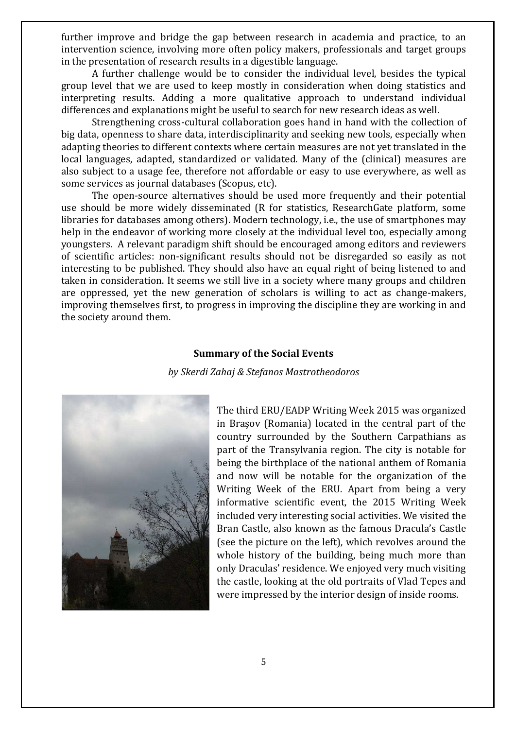further improve and bridge the gap between research in academia and practice, to an intervention science, involving more often policy makers, professionals and target groups in the presentation of research results in a digestible language.

A further challenge would be to consider the individual level, besides the typical group level that we are used to keep mostly in consideration when doing statistics and interpreting results. Adding a more qualitative approach to understand individual differences and explanations might be useful to search for new research ideas as well.

Strengthening cross-cultural collaboration goes hand in hand with the collection of big data, openness to share data, interdisciplinarity and seeking new tools, especially when adapting theories to different contexts where certain measures are not yet translated in the local languages, adapted, standardized or validated. Many of the (clinical) measures are also subject to a usage fee, therefore not affordable or easy to use everywhere, as well as some services as journal databases (Scopus, etc).

The open-source alternatives should be used more frequently and their potential use should be more widely disseminated (R for statistics, ResearchGate platform, some libraries for databases among others). Modern technology, i.e., the use of smartphones may help in the endeavor of working more closely at the individual level too, especially among youngsters. A relevant paradigm shift should be encouraged among editors and reviewers of scientific articles: non-significant results should not be disregarded so easily as not interesting to be published. They should also have an equal right of being listened to and taken in consideration. It seems we still live in a society where many groups and children are oppressed, yet the new generation of scholars is willing to act as change-makers, improving themselves first, to progress in improving the discipline they are working in and the society around them.

### Summary of the Social Events

*by Skerdi Zahaj & Stefanos Mastrotheodoros*

The third ERU/EADP Writing Week 2015 was organized in Brașov (Romania) located in the central part of the country surrounded by the Southern Carpathians as part of the Transylvania region. The city is notable for being the birthplace of the national anthem of Romania and now will be notable for the organization of the Writing Week of the ERU. Apart from being a very informative scientific event, the 2015 Writing Week included very interesting social activities. We visited the Bran Castle, also known as the famous Dracula's Castle (see the picture on the left), which revolves around the whole history of the building, being much more than only Draculas' residence. We enjoyed very much visiting the castle, looking at the old portraits of Vlad Tepes and were impressed by the interior design of inside rooms.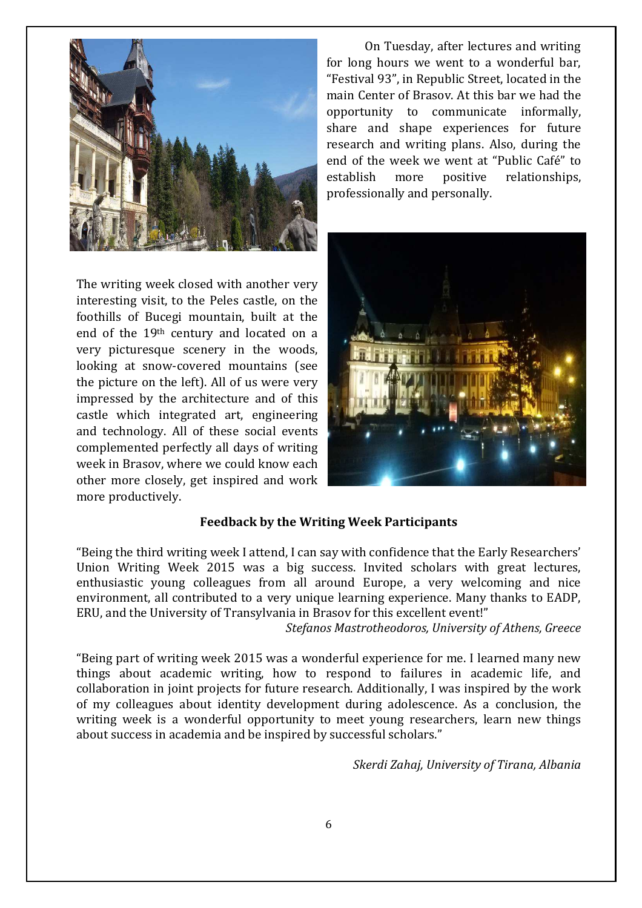On Tuesday, after lectures and writing for long hours we went to a wonderful bar, "Festival 93", in Republic Street, located in the main Center of Brasov. At this bar we had the opportunity to communicate informally, share and shape experiences for future research and writing plans. Also, during the end of the week we went at "Public Café" to establish more positive relationships, professionally and personally.

The writing week closed with another very interesting visit, to the Peles castle, on the foothills of Bucegi mountain, built at the end of the 19th century and located on a very picturesque scenery in the woods, looking at snow-covered mountains (see the picture on the left). All of us were very impressed by the architecture and of this castle which integrated art, engineering and technology. All of these social events complemented perfectly all days of writing week in Brasov, where we could know each other more closely, get inspired and work more productively.

### Feedback by the Writing Week Participants

"Being the third writing week I attend, I can say with confidence that the Early Researchers' Union Writing Week 2015 was a big success. Invited scholars with great lectures, enthusiastic young colleagues from all around Europe, a very welcoming and nice environment, all contributed to a very unique learning experience. Many thanks to EADP, ERU, and the University of Transylvania in Brasov for this excellent event!"

*Stefanos Mastrotheodoros, University of Athens, Greece*

"Being part of writing week 2015 was a wonderful experience for me. I learned many new things about academic writing, how to respond to failures in academic life, and collaboration in joint projects for future research. Additionally, I was inspired by the work of my colleagues about identity development during adolescence. As a conclusion, the writing week is a wonderful opportunity to meet young researchers, learn new things about success in academia and be inspired by successful scholars."

*Skerdi Zahaj, University of Tirana, Albania*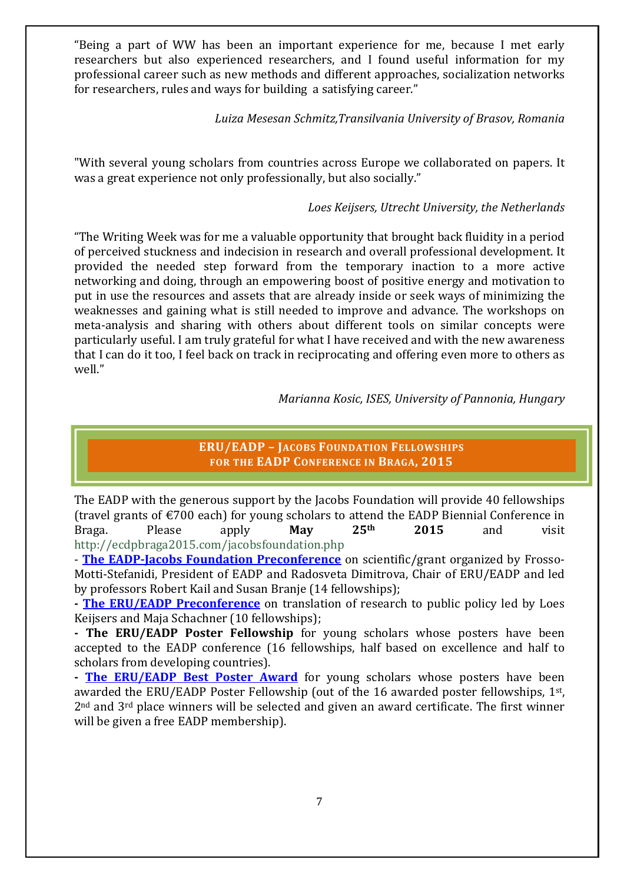“Being a part of WW has been an important experience for me, because I met early researchers but also experienced researchers, and I found useful information for my professional career such as new methods and different approaches, socialization networks for researchers, rules and ways for building a satisfying career.”

*Luiza Mesesan Schmitz,Transilvania University of Brasov, Romania*

"With several young scholars from countries across Europe we collaborated on papers. It was a great experience not only professionally, but also socially.”

*Loes Keijsers, Utrecht University, the Netherlands*

“The Writing Week was for me a valuable opportunity that brought back fluidity in a period of perceived stuckness and indecision in research and overall professional development. It provided the needed step forward from the temporary inaction to a more active networking and doing, through an empowering boost of positive energy and motivation to put in use the resources and assets that are already inside or seek ways of minimizing the weaknesses and gaining what is still needed to improve and advance. The workshops on meta-analysis and sharing with others about different tools on similar concepts were particularly useful. I am truly grateful for what I have received and with the new awareness that I can do it too, I feel back on track in reciprocating and offering even more to others as well.”

*Marianna Kosic, ISES, University of Pannonia, Hungary*

## ERU/EADP – Jacobs Foundation Fellowships for the EADP Conference in Braga, 2015

The EADP with the generous support by the Jacobs Foundation will provide 40 fellowships (travel grants of €700 each) for young scholars to attend the EADP Biennial Conference in Braga. Please apply **May 25th 2015** and visit http://ecdpbraga2015.com/jacobsfoundation.php

- **The EADP-Jacobs Foundation Preconference** on scientific/grant organized by Frosso-Motti-Stefanidi, President of EADP and Radosveta Dimitrova, Chair of ERU/EADP and led by professors Robert Kail and Susan Branje (14 fellowships);
- **The ERU/EADP Preconference** on translation of research to public policy led by Loes Keijsers and Maja Schachner (10 fellowships);
- **The ERU/EADP Poster Fellowship** for young scholars whose posters have been accepted to the EADP conference (16 fellowships, half based on excellence and half to scholars from developing countries).
- **The ERU/EADP Best Poster Award** for young scholars whose posters have been awarded the ERU/EADP Poster Fellowship (out of the 16 awarded poster fellowships, 1st, 2nd and 3rd place winners will be selected and given an award certificate. The first winner will be given a free EADP membership).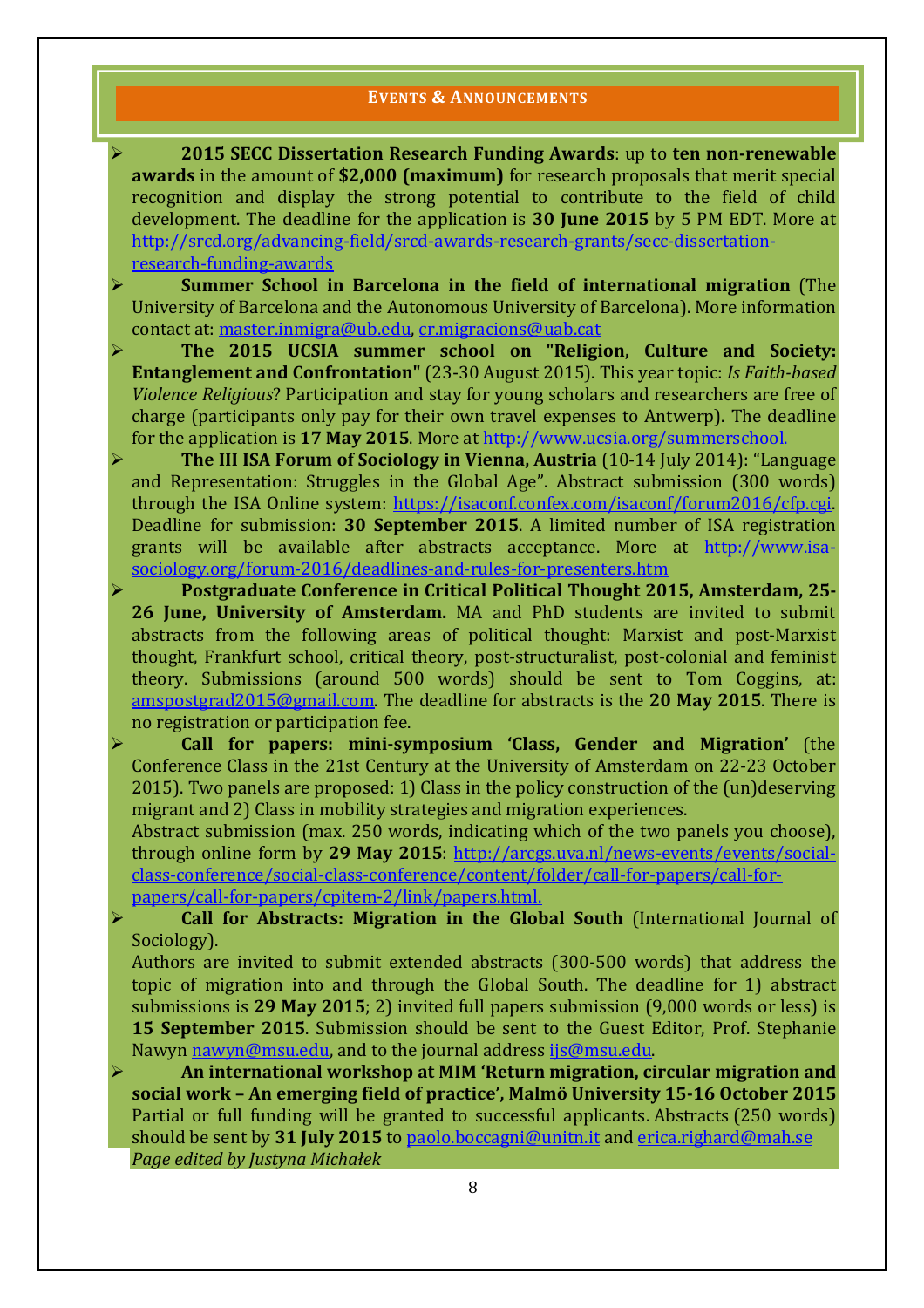## Events & Announcements

- **2015 SECC Dissertation Research Funding Awards**: up to **ten non-renewable awards** in the amount of **$2,000 (maximum)** for research proposals that merit special recognition and display the strong potential to contribute to the field of child development. The deadline for the application is **30 June 2015** by 5 PM EDT. More at http://srcd.org/advancing-field/srcd-awards-research-grants/secc-dissertation-research-funding-awards
- **Summer School in Barcelona in the field of international migration** (The University of Barcelona and the Autonomous University of Barcelona). More information contact at: master.inmigra@ub.edu, cr.migracions@uab.cat
- **The 2015 UCSIA summer school on "Religion, Culture and Society: Entanglement and Confrontation"** (23-30 August 2015). This year topic: *Is Faith-based Violence Religious*? Participation and stay for young scholars and researchers are free of charge (participants only pay for their own travel expenses to Antwerp). The deadline for the application is **17 May 2015**. More at http://www.ucsia.org/summerschool.
- **The III ISA Forum of Sociology in Vienna, Austria** (10-14 July 2014): "Language and Representation: Struggles in the Global Age". Abstract submission (300 words) through the ISA Online system: https://isaconf.confex.com/isaconf/forum2016/cfp.cgi. Deadline for submission: **30 September 2015**. A limited number of ISA registration grants will be available after abstracts acceptance. More at http://www.isa-sociology.org/forum-2016/deadlines-and-rules-for-presenters.htm
- **Postgraduate Conference in Critical Political Thought 2015, Amsterdam, 25-26 June, University of Amsterdam.** MA and PhD students are invited to submit abstracts from the following areas of political thought: Marxist and post-Marxist thought, Frankfurt school, critical theory, post-structuralist, post-colonial and feminist theory. Submissions (around 500 words) should be sent to Tom Coggins, at: amspostgrad2015@gmail.com. The deadline for abstracts is the **20 May 2015**. There is no registration or participation fee.
- **Call for papers: mini-symposium 'Class, Gender and Migration'** (the Conference Class in the 21st Century at the University of Amsterdam on 22-23 October 2015). Two panels are proposed: 1) Class in the policy construction of the (un)deserving migrant and 2) Class in mobility strategies and migration experiences.
  Abstract submission (max. 250 words, indicating which of the two panels you choose), through online form by **29 May 2015**: http://arcgs.uva.nl/news-events/events/social-class-conference/social-class-conference/content/folder/call-for-papers/call-for-papers/call-for-papers/cpitem-2/link/papers.html.
- **Call for Abstracts: Migration in the Global South** (International Journal of Sociology).
  Authors are invited to submit extended abstracts (300-500 words) that address the topic of migration into and through the Global South. The deadline for 1) abstract submissions is **29 May 2015**; 2) invited full papers submission (9,000 words or less) is **15 September 2015**. Submission should be sent to the Guest Editor, Prof. Stephanie Nawyn nawyn@msu.edu, and to the journal address ijs@msu.edu.
- **An international workshop at MIM 'Return migration, circular migration and social work – An emerging field of practice', Malmö University 15-16 October 2015** Partial or full funding will be granted to successful applicants. Abstracts (250 words) should be sent by **31 July 2015** to paolo.boccagni@unitn.it and erica.righard@mah.se

*Page edited by Justyna Michałek*